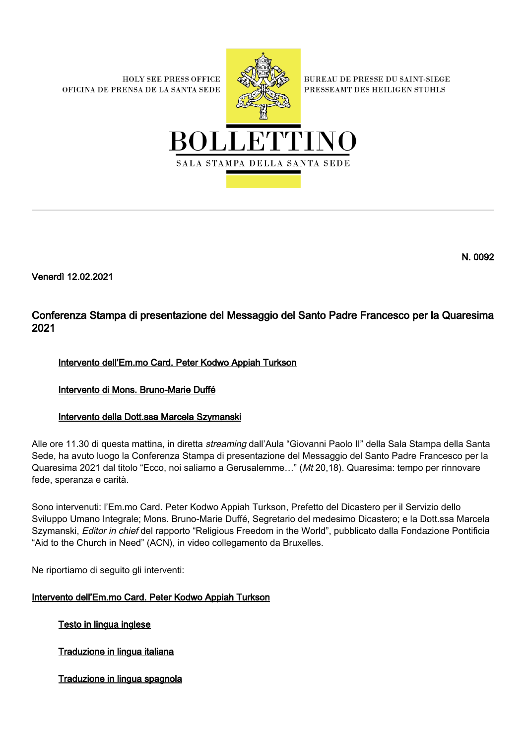HOLY SEE PRESS OFFICE
OFICINA DE PRENSA DE LA SANTA SEDE

BUREAU DE PRESSE DU SAINT-SIEGE
PRESSEAMT DES HEILIGEN STUHLS

# BOLLETTINO

SALA STAMPA DELLA SANTA SEDE

N. 0092

Venerdì 12.02.2021

## Conferenza Stampa di presentazione del Messaggio del Santo Padre Francesco per la Quaresima 2021

Intervento dell'Em.mo Card. Peter Kodwo Appiah Turkson

Intervento di Mons. Bruno-Marie Duffé

Intervento della Dott.ssa Marcela Szymanski

Alle ore 11.30 di questa mattina, in diretta *streaming* dall'Aula "Giovanni Paolo II" della Sala Stampa della Santa Sede, ha avuto luogo la Conferenza Stampa di presentazione del Messaggio del Santo Padre Francesco per la Quaresima 2021 dal titolo "Ecco, noi saliamo a Gerusalemme…" (*Mt* 20,18). Quaresima: tempo per rinnovare fede, speranza e carità.

Sono intervenuti: l'Em.mo Card. Peter Kodwo Appiah Turkson, Prefetto del Dicastero per il Servizio dello Sviluppo Umano Integrale; Mons. Bruno-Marie Duffé, Segretario del medesimo Dicastero; e la Dott.ssa Marcela Szymanski, *Editor in chief* del rapporto "Religious Freedom in the World", pubblicato dalla Fondazione Pontificia "Aid to the Church in Need" (ACN), in video collegamento da Bruxelles.

Ne riportiamo di seguito gli interventi:

### Intervento dell'Em.mo Card. Peter Kodwo Appiah Turkson

Testo in lingua inglese

Traduzione in lingua italiana

Traduzione in lingua spagnola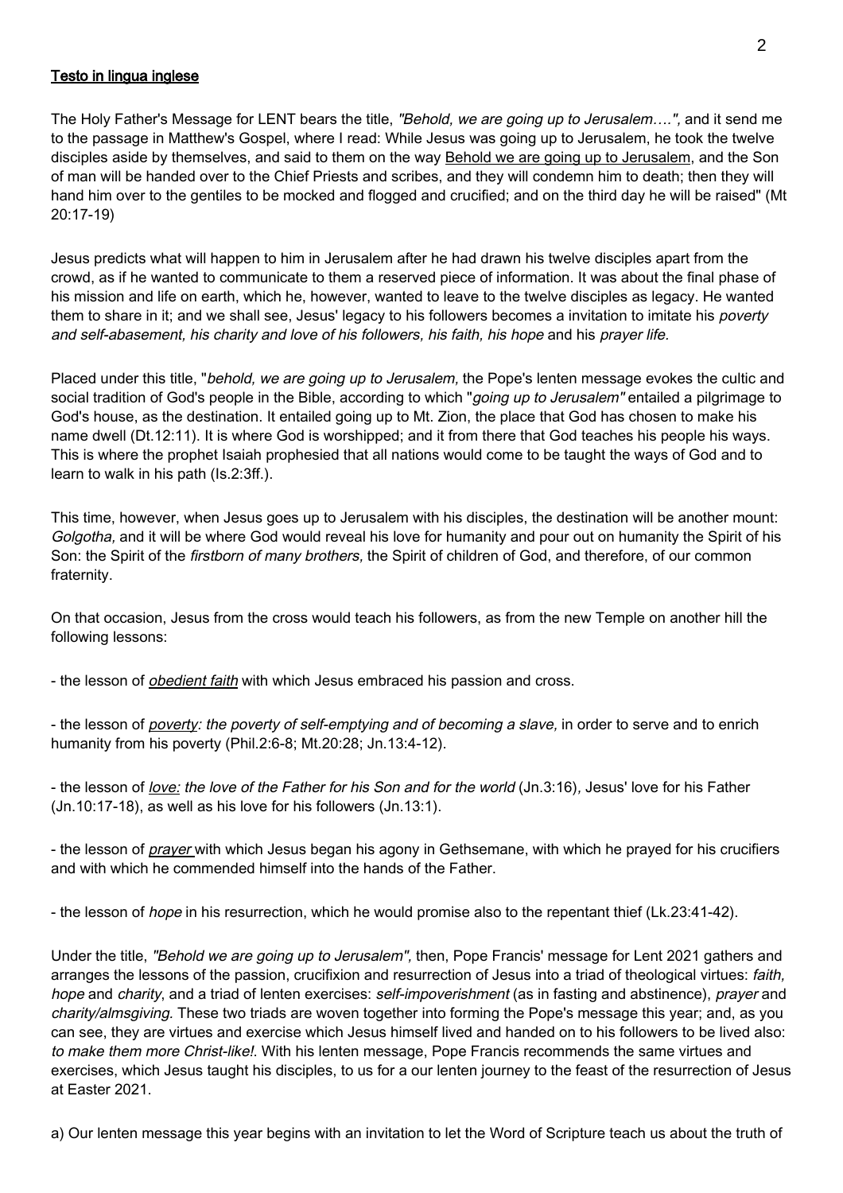<u>Testo in lingua inglese</u>

The Holy Father's Message for LENT bears the title, *"Behold, we are going up to Jerusalem….",* and it send me to the passage in Matthew's Gospel, where I read: While Jesus was going up to Jerusalem, he took the twelve disciples aside by themselves, and said to them on the way <u>Behold we are going up to Jerusalem</u>, and the Son of man will be handed over to the Chief Priests and scribes, and they will condemn him to death; then they will hand him over to the gentiles to be mocked and flogged and crucified; and on the third day he will be raised" (Mt 20:17-19)

Jesus predicts what will happen to him in Jerusalem after he had drawn his twelve disciples apart from the crowd, as if he wanted to communicate to them a reserved piece of information. It was about the final phase of his mission and life on earth, which he, however, wanted to leave to the twelve disciples as legacy. He wanted them to share in it; and we shall see, Jesus' legacy to his followers becomes a invitation to imitate his *poverty and self-abasement, his charity and love of his followers, his faith, his hope* and his *prayer life.*

Placed under this title, "*behold, we are going up to Jerusalem,* the Pope's lenten message evokes the cultic and social tradition of God's people in the Bible, according to which "*going up to Jerusalem"* entailed a pilgrimage to God's house, as the destination. It entailed going up to Mt. Zion, the place that God has chosen to make his name dwell (Dt.12:11). It is where God is worshipped; and it from there that God teaches his people his ways. This is where the prophet Isaiah prophesied that all nations would come to be taught the ways of God and to learn to walk in his path (Is.2:3ff.).

This time, however, when Jesus goes up to Jerusalem with his disciples, the destination will be another mount: *Golgotha,* and it will be where God would reveal his love for humanity and pour out on humanity the Spirit of his Son: the Spirit of the *firstborn of many brothers,* the Spirit of children of God, and therefore, of our common fraternity.

On that occasion, Jesus from the cross would teach his followers, as from the new Temple on another hill the following lessons:

- the lesson of <u>*obedient faith*</u> with which Jesus embraced his passion and cross.

- the lesson of <u>*poverty*</u>*: the poverty of self-emptying and of becoming a slave,* in order to serve and to enrich humanity from his poverty (Phil.2:6-8; Mt.20:28; Jn.13:4-12).

- the lesson of <u>*love:*</u> *the love of the Father for his Son and for the world* (Jn.3:16), Jesus' love for his Father (Jn.10:17-18), as well as his love for his followers (Jn.13:1).

- the lesson of <u>*prayer*</u> with which Jesus began his agony in Gethsemane, with which he prayed for his crucifiers and with which he commended himself into the hands of the Father.

- the lesson of *hope* in his resurrection, which he would promise also to the repentant thief (Lk.23:41-42).

Under the title, *"Behold we are going up to Jerusalem",* then, Pope Francis' message for Lent 2021 gathers and arranges the lessons of the passion, crucifixion and resurrection of Jesus into a triad of theological virtues: *faith, hope* and *charity*, and a triad of lenten exercises: *self-impoverishment* (as in fasting and abstinence), *prayer* and *charity/almsgiving.* These two triads are woven together into forming the Pope's message this year; and, as you can see, they are virtues and exercise which Jesus himself lived and handed on to his followers to be lived also: *to make them more Christ-like!.* With his lenten message, Pope Francis recommends the same virtues and exercises, which Jesus taught his disciples, to us for a our lenten journey to the feast of the resurrection of Jesus at Easter 2021.

a) Our lenten message this year begins with an invitation to let the Word of Scripture teach us about the truth of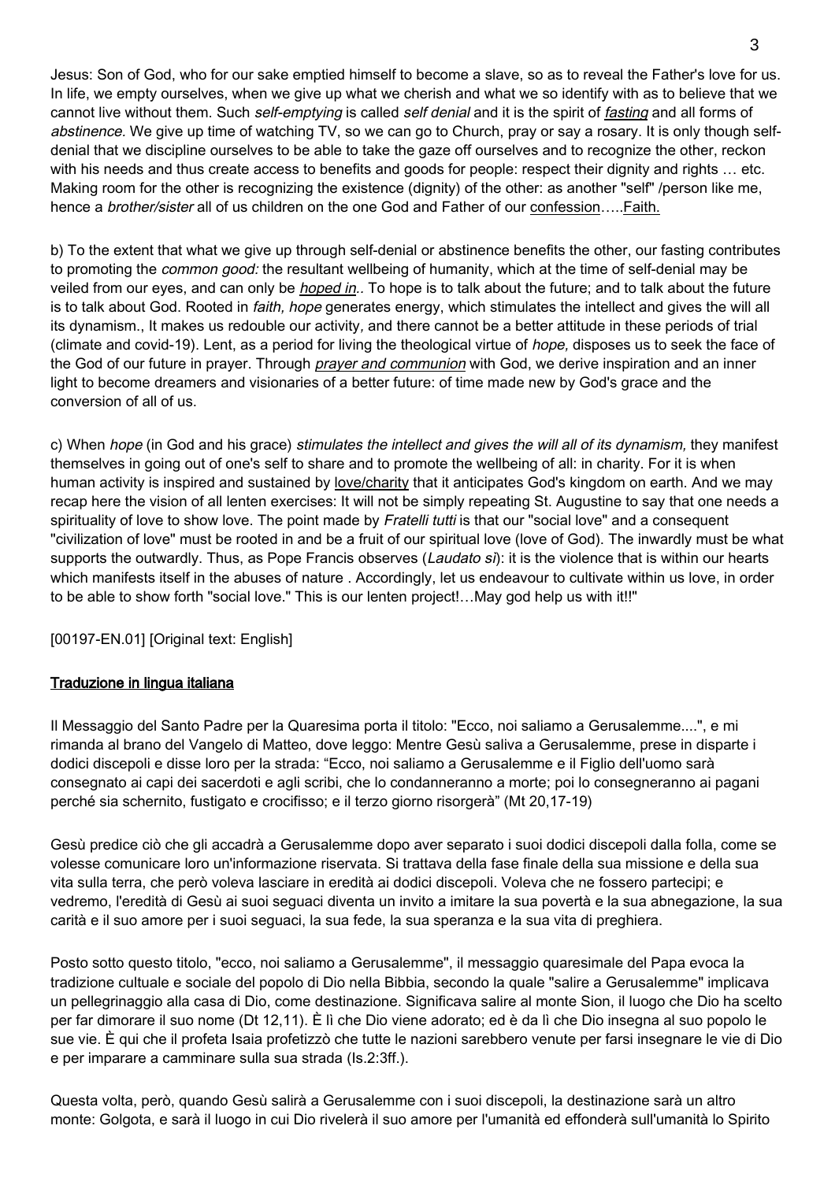Jesus: Son of God, who for our sake emptied himself to become a slave, so as to reveal the Father's love for us. In life, we empty ourselves, when we give up what we cherish and what we so identify with as to believe that we cannot live without them. Such *self-emptying* is called *self denial* and it is the spirit of *fasting* and all forms of *abstinence.* We give up time of watching TV, so we can go to Church, pray or say a rosary. It is only though self-denial that we discipline ourselves to be able to take the gaze off ourselves and to recognize the other, reckon with his needs and thus create access to benefits and goods for people: respect their dignity and rights … etc. Making room for the other is recognizing the existence (dignity) of the other: as another "self" /person like me, hence a *brother/sister* all of us children on the one God and Father of our confession…..Faith.

b) To the extent that what we give up through self-denial or abstinence benefits the other, our fasting contributes to promoting the *common good:* the resultant wellbeing of humanity, which at the time of self-denial may be veiled from our eyes, and can only be *hoped in.*. To hope is to talk about the future; and to talk about the future is to talk about God. Rooted in *faith, hope* generates energy, which stimulates the intellect and gives the will all its dynamism., It makes us redouble our activity, and there cannot be a better attitude in these periods of trial (climate and covid-19). Lent, as a period for living the theological virtue of *hope,* disposes us to seek the face of the God of our future in prayer. Through *prayer and communion* with God, we derive inspiration and an inner light to become dreamers and visionaries of a better future: of time made new by God's grace and the conversion of all of us.

c) When *hope* (in God and his grace) *stimulates the intellect and gives the will all of its dynamism,* they manifest themselves in going out of one's self to share and to promote the wellbeing of all: in charity. For it is when human activity is inspired and sustained by love/charity that it anticipates God's kingdom on earth. And we may recap here the vision of all lenten exercises: It will not be simply repeating St. Augustine to say that one needs a spirituality of love to show love. The point made by *Fratelli tutti* is that our "social love" and a consequent "civilization of love" must be rooted in and be a fruit of our spiritual love (love of God). The inwardly must be what supports the outwardly. Thus, as Pope Francis observes (*Laudato si*): it is the violence that is within our hearts which manifests itself in the abuses of nature . Accordingly, let us endeavour to cultivate within us love, in order to be able to show forth "social love." This is our lenten project!…May god help us with it!!"

[00197-EN.01] [Original text: English]

## Traduzione in lingua italiana

Il Messaggio del Santo Padre per la Quaresima porta il titolo: "Ecco, noi saliamo a Gerusalemme....", e mi rimanda al brano del Vangelo di Matteo, dove leggo: Mentre Gesù saliva a Gerusalemme, prese in disparte i dodici discepoli e disse loro per la strada: “Ecco, noi saliamo a Gerusalemme e il Figlio dell'uomo sarà consegnato ai capi dei sacerdoti e agli scribi, che lo condanneranno a morte; poi lo consegneranno ai pagani perché sia schernito, fustigato e crocifisso; e il terzo giorno risorgerà” (Mt 20,17-19)

Gesù predice ciò che gli accadrà a Gerusalemme dopo aver separato i suoi dodici discepoli dalla folla, come se volesse comunicare loro un'informazione riservata. Si trattava della fase finale della sua missione e della sua vita sulla terra, che però voleva lasciare in eredità ai dodici discepoli. Voleva che ne fossero partecipi; e vedremo, l'eredità di Gesù ai suoi seguaci diventa un invito a imitare la sua povertà e la sua abnegazione, la sua carità e il suo amore per i suoi seguaci, la sua fede, la sua speranza e la sua vita di preghiera.

Posto sotto questo titolo, "ecco, noi saliamo a Gerusalemme", il messaggio quaresimale del Papa evoca la tradizione cultuale e sociale del popolo di Dio nella Bibbia, secondo la quale "salire a Gerusalemme" implicava un pellegrinaggio alla casa di Dio, come destinazione. Significava salire al monte Sion, il luogo che Dio ha scelto per far dimorare il suo nome (Dt 12,11). È lì che Dio viene adorato; ed è da lì che Dio insegna al suo popolo le sue vie. È qui che il profeta Isaia profetizzò che tutte le nazioni sarebbero venute per farsi insegnare le vie di Dio e per imparare a camminare sulla sua strada (Is.2:3ff.).

Questa volta, però, quando Gesù salirà a Gerusalemme con i suoi discepoli, la destinazione sarà un altro monte: Golgota, e sarà il luogo in cui Dio rivelerà il suo amore per l'umanità ed effonderà sull'umanità lo Spirito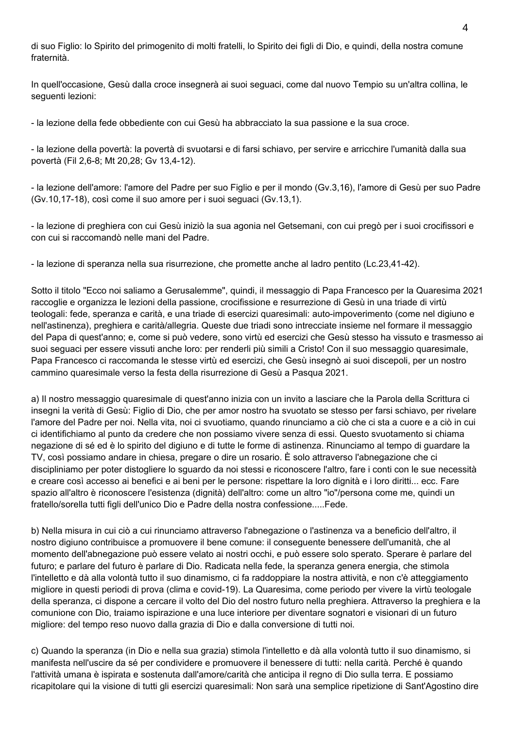di suo Figlio: lo Spirito del primogenito di molti fratelli, lo Spirito dei figli di Dio, e quindi, della nostra comune fraternità.

In quell'occasione, Gesù dalla croce insegnerà ai suoi seguaci, come dal nuovo Tempio su un'altra collina, le seguenti lezioni:

- la lezione della fede obbediente con cui Gesù ha abbracciato la sua passione e la sua croce.

- la lezione della povertà: la povertà di svuotarsi e di farsi schiavo, per servire e arricchire l'umanità dalla sua povertà (Fil 2,6-8; Mt 20,28; Gv 13,4-12).

- la lezione dell'amore: l'amore del Padre per suo Figlio e per il mondo (Gv.3,16), l'amore di Gesù per suo Padre (Gv.10,17-18), così come il suo amore per i suoi seguaci (Gv.13,1).

- la lezione di preghiera con cui Gesù iniziò la sua agonia nel Getsemani, con cui pregò per i suoi crocifissori e con cui si raccomandò nelle mani del Padre.

- la lezione di speranza nella sua risurrezione, che promette anche al ladro pentito (Lc.23,41-42).

Sotto il titolo "Ecco noi saliamo a Gerusalemme", quindi, il messaggio di Papa Francesco per la Quaresima 2021 raccoglie e organizza le lezioni della passione, crocifissione e resurrezione di Gesù in una triade di virtù teologali: fede, speranza e carità, e una triade di esercizi quaresimali: auto-impoverimento (come nel digiuno e nell'astinenza), preghiera e carità/allegria. Queste due triadi sono intrecciate insieme nel formare il messaggio del Papa di quest'anno; e, come si può vedere, sono virtù ed esercizi che Gesù stesso ha vissuto e trasmesso ai suoi seguaci per essere vissuti anche loro: per renderli più simili a Cristo! Con il suo messaggio quaresimale, Papa Francesco ci raccomanda le stesse virtù ed esercizi, che Gesù insegnò ai suoi discepoli, per un nostro cammino quaresimale verso la festa della risurrezione di Gesù a Pasqua 2021.

a) Il nostro messaggio quaresimale di quest'anno inizia con un invito a lasciare che la Parola della Scrittura ci insegni la verità di Gesù: Figlio di Dio, che per amor nostro ha svuotato se stesso per farsi schiavo, per rivelare l'amore del Padre per noi. Nella vita, noi ci svuotiamo, quando rinunciamo a ciò che ci sta a cuore e a ciò in cui ci identifichiamo al punto da credere che non possiamo vivere senza di essi. Questo svuotamento si chiama negazione di sé ed è lo spirito del digiuno e di tutte le forme di astinenza. Rinunciamo al tempo di guardare la TV, così possiamo andare in chiesa, pregare o dire un rosario. È solo attraverso l'abnegazione che ci discipliniamo per poter distogliere lo sguardo da noi stessi e riconoscere l'altro, fare i conti con le sue necessità e creare così accesso ai benefici e ai beni per le persone: rispettare la loro dignità e i loro diritti... ecc. Fare spazio all'altro è riconoscere l'esistenza (dignità) dell'altro: come un altro "io"/persona come me, quindi un fratello/sorella tutti figli dell'unico Dio e Padre della nostra confessione.....Fede.

b) Nella misura in cui ciò a cui rinunciamo attraverso l'abnegazione o l'astinenza va a beneficio dell'altro, il nostro digiuno contribuisce a promuovere il bene comune: il conseguente benessere dell'umanità, che al momento dell'abnegazione può essere velato ai nostri occhi, e può essere solo sperato. Sperare è parlare del futuro; e parlare del futuro è parlare di Dio. Radicata nella fede, la speranza genera energia, che stimola l'intelletto e dà alla volontà tutto il suo dinamismo, ci fa raddoppiare la nostra attività, e non c'è atteggiamento migliore in questi periodi di prova (clima e covid-19). La Quaresima, come periodo per vivere la virtù teologale della speranza, ci dispone a cercare il volto del Dio del nostro futuro nella preghiera. Attraverso la preghiera e la comunione con Dio, traiamo ispirazione e una luce interiore per diventare sognatori e visionari di un futuro migliore: del tempo reso nuovo dalla grazia di Dio e dalla conversione di tutti noi.

c) Quando la speranza (in Dio e nella sua grazia) stimola l'intelletto e dà alla volontà tutto il suo dinamismo, si manifesta nell'uscire da sé per condividere e promuovere il benessere di tutti: nella carità. Perché è quando l'attività umana è ispirata e sostenuta dall'amore/carità che anticipa il regno di Dio sulla terra. E possiamo ricapitolare qui la visione di tutti gli esercizi quaresimali: Non sarà una semplice ripetizione di Sant'Agostino dire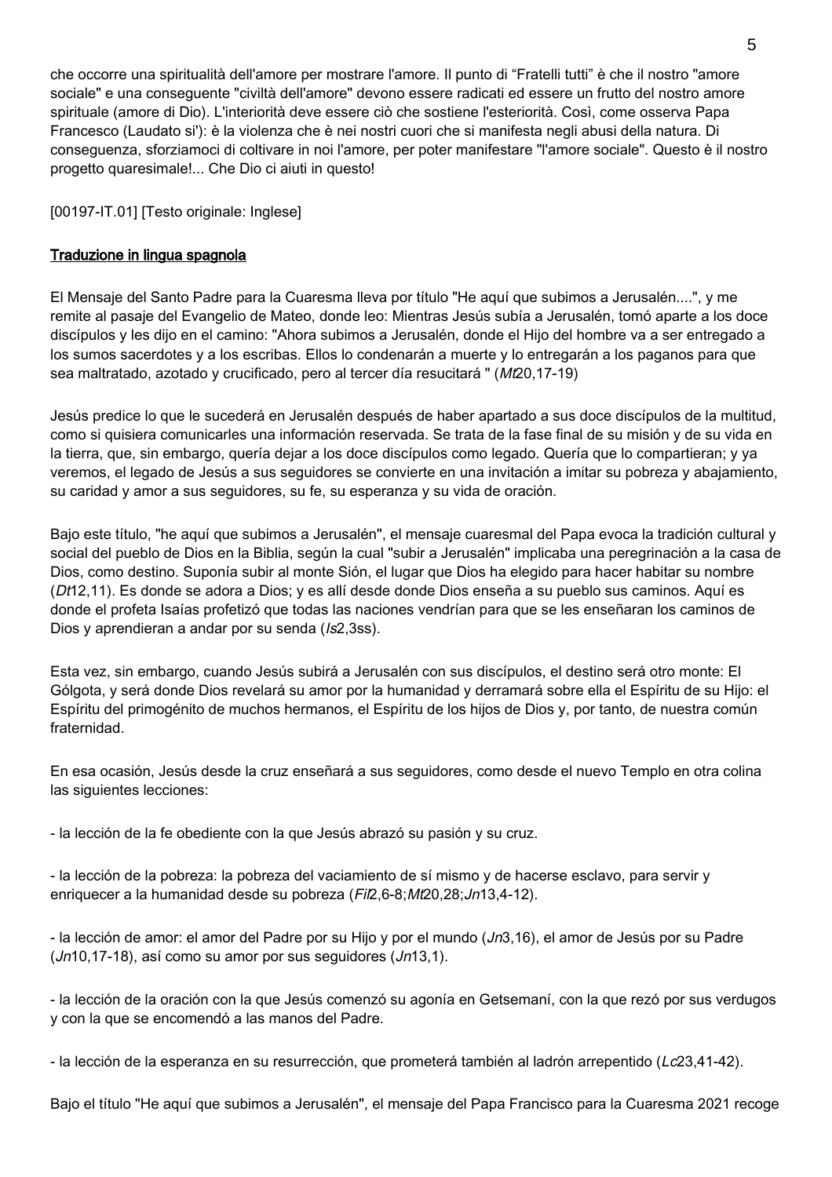che occorre una spiritualità dell'amore per mostrare l'amore. Il punto di "Fratelli tutti" è che il nostro "amore sociale" e una conseguente "civiltà dell'amore" devono essere radicati ed essere un frutto del nostro amore spirituale (amore di Dio). L'interiorità deve essere ciò che sostiene l'esteriorità. Così, come osserva Papa Francesco (Laudato si'): è la violenza che è nei nostri cuori che si manifesta negli abusi della natura. Di conseguenza, sforziamoci di coltivare in noi l'amore, per poter manifestare "l'amore sociale". Questo è il nostro progetto quaresimale!... Che Dio ci aiuti in questo!

[00197-IT.01] [Testo originale: Inglese]

**Traduzione in lingua spagnola**

El Mensaje del Santo Padre para la Cuaresma lleva por título "He aquí que subimos a Jerusalén....", y me remite al pasaje del Evangelio de Mateo, donde leo: Mientras Jesús subía a Jerusalén, tomó aparte a los doce discípulos y les dijo en el camino: "Ahora subimos a Jerusalén, donde el Hijo del hombre va a ser entregado a los sumos sacerdotes y a los escribas. Ellos lo condenarán a muerte y lo entregarán a los paganos para que sea maltratado, azotado y crucificado, pero al tercer día resucitará " (*Mt*20,17-19)

Jesús predice lo que le sucederá en Jerusalén después de haber apartado a sus doce discípulos de la multitud, como si quisiera comunicarles una información reservada. Se trata de la fase final de su misión y de su vida en la tierra, que, sin embargo, quería dejar a los doce discípulos como legado. Quería que lo compartieran; y ya veremos, el legado de Jesús a sus seguidores se convierte en una invitación a imitar su pobreza y abajamiento, su caridad y amor a sus seguidores, su fe, su esperanza y su vida de oración.

Bajo este título, "he aquí que subimos a Jerusalén", el mensaje cuaresmal del Papa evoca la tradición cultural y social del pueblo de Dios en la Biblia, según la cual "subir a Jerusalén" implicaba una peregrinación a la casa de Dios, como destino. Suponía subir al monte Sión, el lugar que Dios ha elegido para hacer habitar su nombre (*Dt*12,11). Es donde se adora a Dios; y es allí desde donde Dios enseña a su pueblo sus caminos. Aquí es donde el profeta Isaías profetizó que todas las naciones vendrían para que se les enseñaran los caminos de Dios y aprendieran a andar por su senda (*Is*2,3ss).

Esta vez, sin embargo, cuando Jesús subirá a Jerusalén con sus discípulos, el destino será otro monte: El Gólgota, y será donde Dios revelará su amor por la humanidad y derramará sobre ella el Espíritu de su Hijo: el Espíritu del primogénito de muchos hermanos, el Espíritu de los hijos de Dios y, por tanto, de nuestra común fraternidad.

En esa ocasión, Jesús desde la cruz enseñará a sus seguidores, como desde el nuevo Templo en otra colina las siguientes lecciones:

- la lección de la fe obediente con la que Jesús abrazó su pasión y su cruz.

- la lección de la pobreza: la pobreza del vaciamiento de sí mismo y de hacerse esclavo, para servir y enriquecer a la humanidad desde su pobreza (*Fil*2,6-8;*Mt*20,28;*Jn*13,4-12).

- la lección de amor: el amor del Padre por su Hijo y por el mundo (*Jn*3,16), el amor de Jesús por su Padre (*Jn*10,17-18), así como su amor por sus seguidores (*Jn*13,1).

- la lección de la oración con la que Jesús comenzó su agonía en Getsemaní, con la que rezó por sus verdugos y con la que se encomendó a las manos del Padre.

- la lección de la esperanza en su resurrección, que prometerá también al ladrón arrepentido (*Lc*23,41-42).

Bajo el título "He aquí que subimos a Jerusalén", el mensaje del Papa Francisco para la Cuaresma 2021 recoge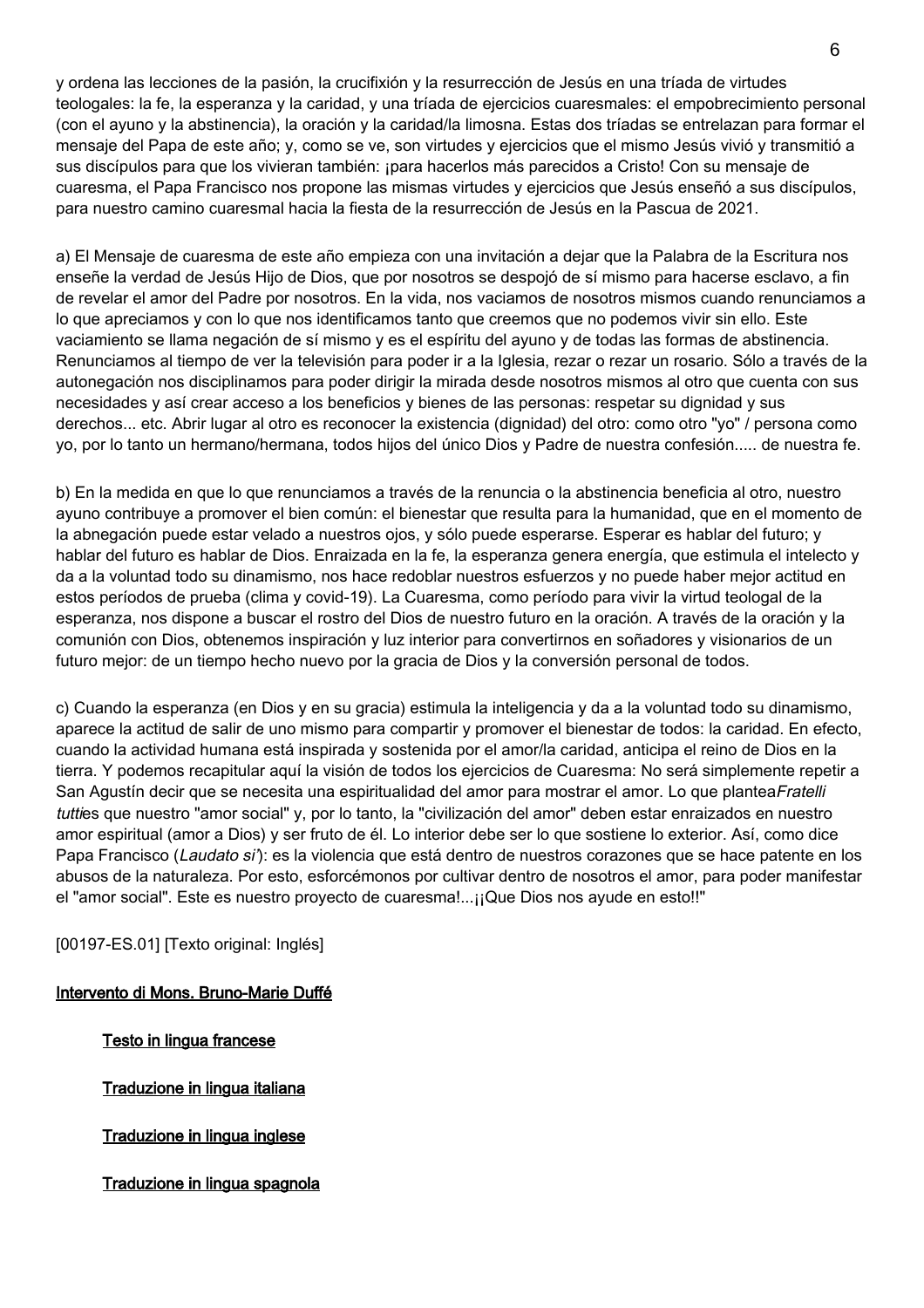y ordena las lecciones de la pasión, la crucifixión y la resurrección de Jesús en una tríada de virtudes teologales: la fe, la esperanza y la caridad, y una tríada de ejercicios cuaresmales: el empobrecimiento personal (con el ayuno y la abstinencia), la oración y la caridad/la limosna. Estas dos tríadas se entrelazan para formar el mensaje del Papa de este año; y, como se ve, son virtudes y ejercicios que el mismo Jesús vivió y transmitió a sus discípulos para que los vivieran también: ¡para hacerlos más parecidos a Cristo! Con su mensaje de cuaresma, el Papa Francisco nos propone las mismas virtudes y ejercicios que Jesús enseñó a sus discípulos, para nuestro camino cuaresmal hacia la fiesta de la resurrección de Jesús en la Pascua de 2021.

a) El Mensaje de cuaresma de este año empieza con una invitación a dejar que la Palabra de la Escritura nos enseñe la verdad de Jesús Hijo de Dios, que por nosotros se despojó de sí mismo para hacerse esclavo, a fin de revelar el amor del Padre por nosotros. En la vida, nos vaciamos de nosotros mismos cuando renunciamos a lo que apreciamos y con lo que nos identificamos tanto que creemos que no podemos vivir sin ello. Este vaciamiento se llama negación de sí mismo y es el espíritu del ayuno y de todas las formas de abstinencia. Renunciamos al tiempo de ver la televisión para poder ir a la Iglesia, rezar o rezar un rosario. Sólo a través de la autonegación nos disciplinamos para poder dirigir la mirada desde nosotros mismos al otro que cuenta con sus necesidades y así crear acceso a los beneficios y bienes de las personas: respetar su dignidad y sus derechos... etc. Abrir lugar al otro es reconocer la existencia (dignidad) del otro: como otro "yo" / persona como yo, por lo tanto un hermano/hermana, todos hijos del único Dios y Padre de nuestra confesión..... de nuestra fe.

b) En la medida en que lo que renunciamos a través de la renuncia o la abstinencia beneficia al otro, nuestro ayuno contribuye a promover el bien común: el bienestar que resulta para la humanidad, que en el momento de la abnegación puede estar velado a nuestros ojos, y sólo puede esperarse. Esperar es hablar del futuro; y hablar del futuro es hablar de Dios. Enraizada en la fe, la esperanza genera energía, que estimula el intelecto y da a la voluntad todo su dinamismo, nos hace redoblar nuestros esfuerzos y no puede haber mejor actitud en estos períodos de prueba (clima y covid-19). La Cuaresma, como período para vivir la virtud teologal de la esperanza, nos dispone a buscar el rostro del Dios de nuestro futuro en la oración. A través de la oración y la comunión con Dios, obtenemos inspiración y luz interior para convertirnos en soñadores y visionarios de un futuro mejor: de un tiempo hecho nuevo por la gracia de Dios y la conversión personal de todos.

c) Cuando la esperanza (en Dios y en su gracia) estimula la inteligencia y da a la voluntad todo su dinamismo, aparece la actitud de salir de uno mismo para compartir y promover el bienestar de todos: la caridad. En efecto, cuando la actividad humana está inspirada y sostenida por el amor/la caridad, anticipa el reino de Dios en la tierra. Y podemos recapitular aquí la visión de todos los ejercicios de Cuaresma: No será simplemente repetir a San Agustín decir que se necesita una espiritualidad del amor para mostrar el amor. Lo que plantea*Fratelli tutti*es que nuestro "amor social" y, por lo tanto, la "civilización del amor" deben estar enraizados en nuestro amor espiritual (amor a Dios) y ser fruto de él. Lo interior debe ser lo que sostiene lo exterior. Así, como dice Papa Francisco (*Laudato si'*): es la violencia que está dentro de nuestros corazones que se hace patente en los abusos de la naturaleza. Por esto, esforcémonos por cultivar dentro de nosotros el amor, para poder manifestar el "amor social". Este es nuestro proyecto de cuaresma!...¡¡Que Dios nos ayude en esto!!"

[00197-ES.01] [Texto original: Inglés]

Intervento di Mons. Bruno-Marie Duffé

- Testo in lingua francese
- Traduzione in lingua italiana
- Traduzione in lingua inglese
- Traduzione in lingua spagnola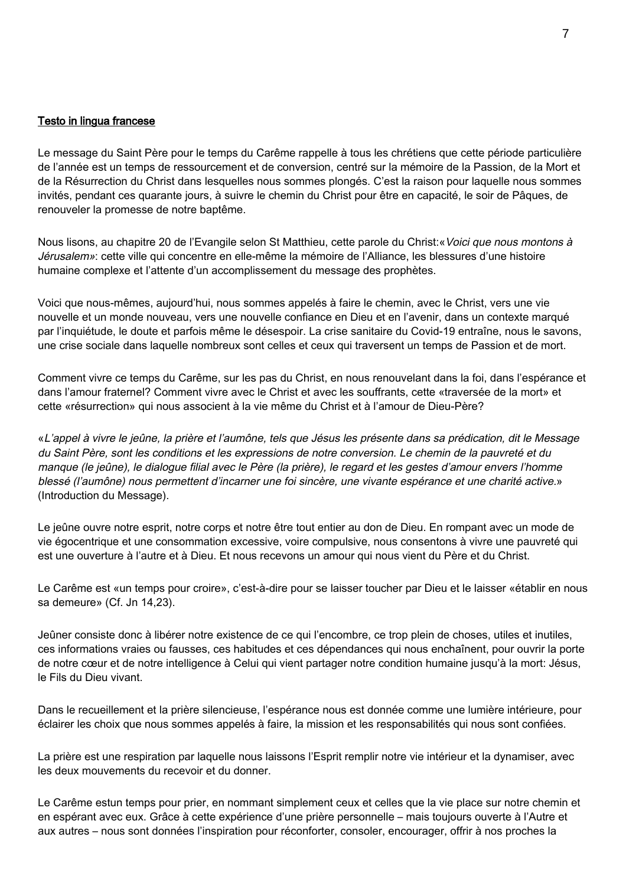Testo in lingua francese

Le message du Saint Père pour le temps du Carême rappelle à tous les chrétiens que cette période particulière de l'année est un temps de ressourcement et de conversion, centré sur la mémoire de la Passion, de la Mort et de la Résurrection du Christ dans lesquelles nous sommes plongés. C'est la raison pour laquelle nous sommes invités, pendant ces quarante jours, à suivre le chemin du Christ pour être en capacité, le soir de Pâques, de renouveler la promesse de notre baptême.

Nous lisons, au chapitre 20 de l'Evangile selon St Matthieu, cette parole du Christ:«*Voici que nous montons à Jérusalem»*: cette ville qui concentre en elle-même la mémoire de l'Alliance, les blessures d'une histoire humaine complexe et l'attente d'un accomplissement du message des prophètes.

Voici que nous-mêmes, aujourd'hui, nous sommes appelés à faire le chemin, avec le Christ, vers une vie nouvelle et un monde nouveau, vers une nouvelle confiance en Dieu et en l'avenir, dans un contexte marqué par l'inquiétude, le doute et parfois même le désespoir. La crise sanitaire du Covid-19 entraîne, nous le savons, une crise sociale dans laquelle nombreux sont celles et ceux qui traversent un temps de Passion et de mort.

Comment vivre ce temps du Carême, sur les pas du Christ, en nous renouvelant dans la foi, dans l'espérance et dans l'amour fraternel? Comment vivre avec le Christ et avec les souffrants, cette «traversée de la mort» et cette «résurrection» qui nous associent à la vie même du Christ et à l'amour de Dieu-Père?

«*L'appel à vivre le jeûne, la prière et l'aumône, tels que Jésus les présente dans sa prédication, dit le Message du Saint Père, sont les conditions et les expressions de notre conversion. Le chemin de la pauvreté et du manque (le jeûne), le dialogue filial avec le Père (la prière), le regard et les gestes d'amour envers l'homme blessé (l'aumône) nous permettent d'incarner une foi sincère, une vivante espérance et une charité active.*» (Introduction du Message).

Le jeûne ouvre notre esprit, notre corps et notre être tout entier au don de Dieu. En rompant avec un mode de vie égocentrique et une consommation excessive, voire compulsive, nous consentons à vivre une pauvreté qui est une ouverture à l'autre et à Dieu. Et nous recevons un amour qui nous vient du Père et du Christ.

Le Carême est «un temps pour croire», c'est-à-dire pour se laisser toucher par Dieu et le laisser «établir en nous sa demeure» (Cf. Jn 14,23).

Jeûner consiste donc à libérer notre existence de ce qui l'encombre, ce trop plein de choses, utiles et inutiles, ces informations vraies ou fausses, ces habitudes et ces dépendances qui nous enchaînent, pour ouvrir la porte de notre cœur et de notre intelligence à Celui qui vient partager notre condition humaine jusqu'à la mort: Jésus, le Fils du Dieu vivant.

Dans le recueillement et la prière silencieuse, l'espérance nous est donnée comme une lumière intérieure, pour éclairer les choix que nous sommes appelés à faire, la mission et les responsabilités qui nous sont confiées.

La prière est une respiration par laquelle nous laissons l'Esprit remplir notre vie intérieur et la dynamiser, avec les deux mouvements du recevoir et du donner.

Le Carême estun temps pour prier, en nommant simplement ceux et celles que la vie place sur notre chemin et en espérant avec eux. Grâce à cette expérience d'une prière personnelle – mais toujours ouverte à l'Autre et aux autres – nous sont données l'inspiration pour réconforter, consoler, encourager, offrir à nos proches la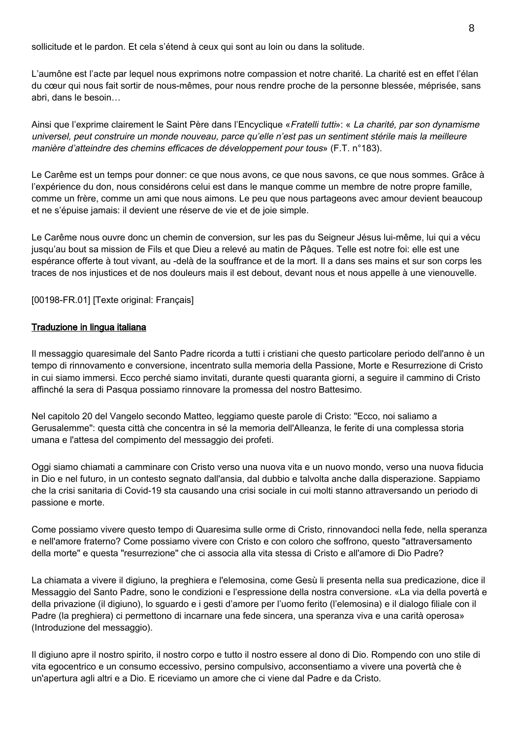sollicitude et le pardon. Et cela s'étend à ceux qui sont au loin ou dans la solitude.

L'aumône est l'acte par lequel nous exprimons notre compassion et notre charité. La charité est en effet l'élan du cœur qui nous fait sortir de nous-mêmes, pour nous rendre proche de la personne blessée, méprisée, sans abri, dans le besoin…

Ainsi que l'exprime clairement le Saint Père dans l'Encyclique «*Fratelli tutti*»: « *La charité, par son dynamisme universel, peut construire un monde nouveau, parce qu'elle n'est pas un sentiment stérile mais la meilleure manière d'atteindre des chemins efficaces de développement pour tous*» (F.T. n°183).

Le Carême est un temps pour donner: ce que nous avons, ce que nous savons, ce que nous sommes. Grâce à l'expérience du don, nous considérons celui est dans le manque comme un membre de notre propre famille, comme un frère, comme un ami que nous aimons. Le peu que nous partageons avec amour devient beaucoup et ne s'épuise jamais: il devient une réserve de vie et de joie simple.

Le Carême nous ouvre donc un chemin de conversion, sur les pas du Seigneur Jésus lui-même, lui qui a vécu jusqu'au bout sa mission de Fils et que Dieu a relevé au matin de Pâques. Telle est notre foi: elle est une espérance offerte à tout vivant, au -delà de la souffrance et de la mort. Il a dans ses mains et sur son corps les traces de nos injustices et de nos douleurs mais il est debout, devant nous et nous appelle à une vienouvelle.

[00198-FR.01] [Texte original: Français]

## Traduzione in lingua italiana

Il messaggio quaresimale del Santo Padre ricorda a tutti i cristiani che questo particolare periodo dell'anno è un tempo di rinnovamento e conversione, incentrato sulla memoria della Passione, Morte e Resurrezione di Cristo in cui siamo immersi. Ecco perché siamo invitati, durante questi quaranta giorni, a seguire il cammino di Cristo affinché la sera di Pasqua possiamo rinnovare la promessa del nostro Battesimo.

Nel capitolo 20 del Vangelo secondo Matteo, leggiamo queste parole di Cristo: "Ecco, noi saliamo a Gerusalemme": questa città che concentra in sé la memoria dell'Alleanza, le ferite di una complessa storia umana e l'attesa del compimento del messaggio dei profeti.

Oggi siamo chiamati a camminare con Cristo verso una nuova vita e un nuovo mondo, verso una nuova fiducia in Dio e nel futuro, in un contesto segnato dall'ansia, dal dubbio e talvolta anche dalla disperazione. Sappiamo che la crisi sanitaria di Covid-19 sta causando una crisi sociale in cui molti stanno attraversando un periodo di passione e morte.

Come possiamo vivere questo tempo di Quaresima sulle orme di Cristo, rinnovandoci nella fede, nella speranza e nell'amore fraterno? Come possiamo vivere con Cristo e con coloro che soffrono, questo "attraversamento della morte" e questa "resurrezione" che ci associa alla vita stessa di Cristo e all'amore di Dio Padre?

La chiamata a vivere il digiuno, la preghiera e l'elemosina, come Gesù li presenta nella sua predicazione, dice il Messaggio del Santo Padre, sono le condizioni e l'espressione della nostra conversione. «La via della povertà e della privazione (il digiuno), lo sguardo e i gesti d'amore per l'uomo ferito (l'elemosina) e il dialogo filiale con il Padre (la preghiera) ci permettono di incarnare una fede sincera, una speranza viva e una carità operosa» (Introduzione del messaggio).

Il digiuno apre il nostro spirito, il nostro corpo e tutto il nostro essere al dono di Dio. Rompendo con uno stile di vita egocentrico e un consumo eccessivo, persino compulsivo, acconsentiamo a vivere una povertà che è un'apertura agli altri e a Dio. E riceviamo un amore che ci viene dal Padre e da Cristo.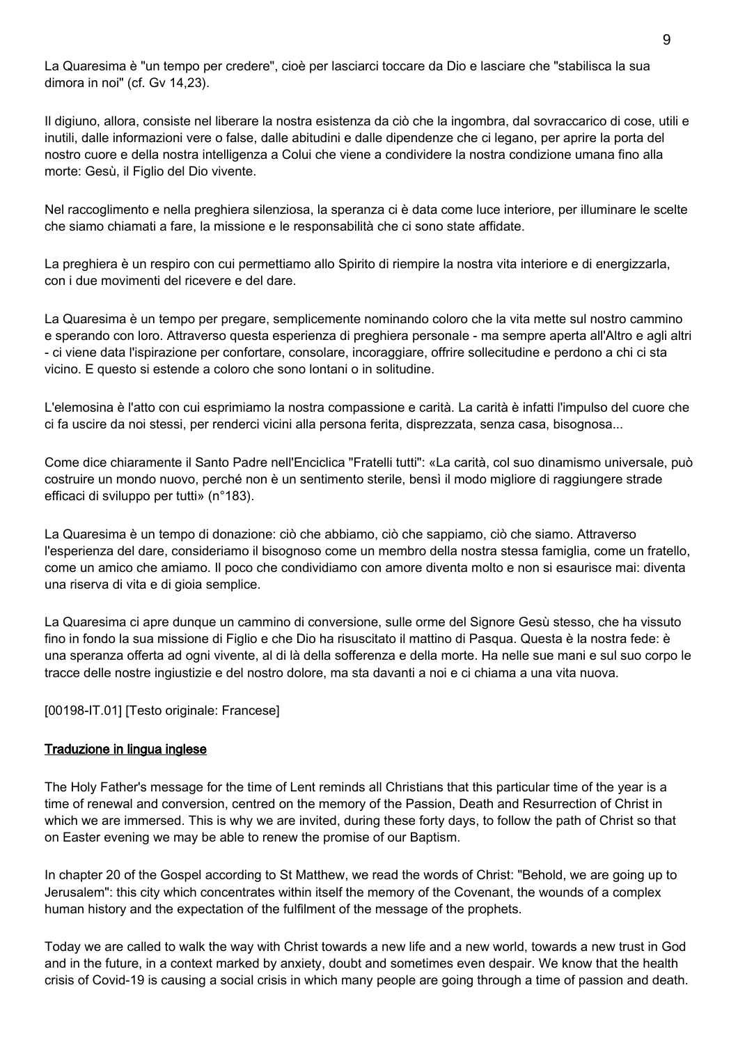La Quaresima è "un tempo per credere", cioè per lasciarci toccare da Dio e lasciare che "stabilisca la sua dimora in noi" (cf. Gv 14,23).

Il digiuno, allora, consiste nel liberare la nostra esistenza da ciò che la ingombra, dal sovraccarico di cose, utili e inutili, dalle informazioni vere o false, dalle abitudini e dalle dipendenze che ci legano, per aprire la porta del nostro cuore e della nostra intelligenza a Colui che viene a condividere la nostra condizione umana fino alla morte: Gesù, il Figlio del Dio vivente.

Nel raccoglimento e nella preghiera silenziosa, la speranza ci è data come luce interiore, per illuminare le scelte che siamo chiamati a fare, la missione e le responsabilità che ci sono state affidate.

La preghiera è un respiro con cui permettiamo allo Spirito di riempire la nostra vita interiore e di energizzarla, con i due movimenti del ricevere e del dare.

La Quaresima è un tempo per pregare, semplicemente nominando coloro che la vita mette sul nostro cammino e sperando con loro. Attraverso questa esperienza di preghiera personale - ma sempre aperta all'Altro e agli altri - ci viene data l'ispirazione per confortare, consolare, incoraggiare, offrire sollecitudine e perdono a chi ci sta vicino. E questo si estende a coloro che sono lontani o in solitudine.

L'elemosina è l'atto con cui esprimiamo la nostra compassione e carità. La carità è infatti l'impulso del cuore che ci fa uscire da noi stessi, per renderci vicini alla persona ferita, disprezzata, senza casa, bisognosa...

Come dice chiaramente il Santo Padre nell'Enciclica "Fratelli tutti": «La carità, col suo dinamismo universale, può costruire un mondo nuovo, perché non è un sentimento sterile, bensì il modo migliore di raggiungere strade efficaci di sviluppo per tutti» (n°183).

La Quaresima è un tempo di donazione: ciò che abbiamo, ciò che sappiamo, ciò che siamo. Attraverso l'esperienza del dare, consideriamo il bisognoso come un membro della nostra stessa famiglia, come un fratello, come un amico che amiamo. Il poco che condividiamo con amore diventa molto e non si esaurisce mai: diventa una riserva di vita e di gioia semplice.

La Quaresima ci apre dunque un cammino di conversione, sulle orme del Signore Gesù stesso, che ha vissuto fino in fondo la sua missione di Figlio e che Dio ha risuscitato il mattino di Pasqua. Questa è la nostra fede: è una speranza offerta ad ogni vivente, al di là della sofferenza e della morte. Ha nelle sue mani e sul suo corpo le tracce delle nostre ingiustizie e del nostro dolore, ma sta davanti a noi e ci chiama a una vita nuova.

[00198-IT.01] [Testo originale: Francese]

__Traduzione in lingua inglese__

The Holy Father's message for the time of Lent reminds all Christians that this particular time of the year is a time of renewal and conversion, centred on the memory of the Passion, Death and Resurrection of Christ in which we are immersed. This is why we are invited, during these forty days, to follow the path of Christ so that on Easter evening we may be able to renew the promise of our Baptism.

In chapter 20 of the Gospel according to St Matthew, we read the words of Christ: "Behold, we are going up to Jerusalem": this city which concentrates within itself the memory of the Covenant, the wounds of a complex human history and the expectation of the fulfilment of the message of the prophets.

Today we are called to walk the way with Christ towards a new life and a new world, towards a new trust in God and in the future, in a context marked by anxiety, doubt and sometimes even despair. We know that the health crisis of Covid-19 is causing a social crisis in which many people are going through a time of passion and death.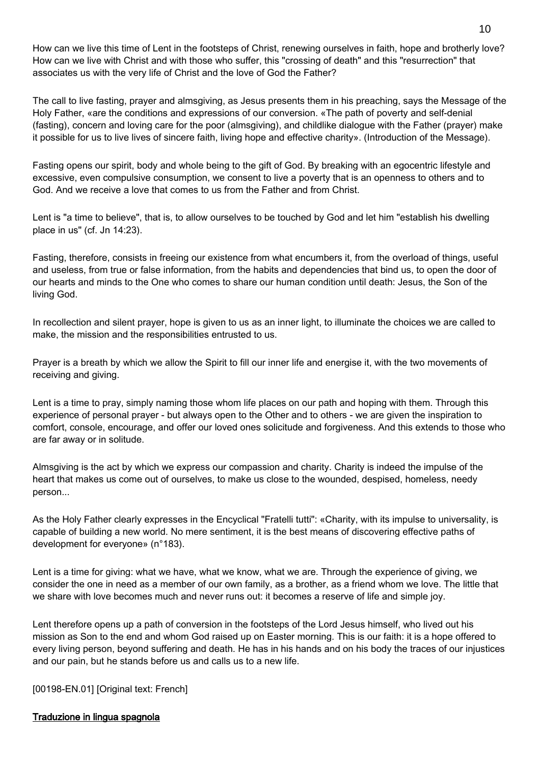How can we live this time of Lent in the footsteps of Christ, renewing ourselves in faith, hope and brotherly love? How can we live with Christ and with those who suffer, this "crossing of death" and this "resurrection" that associates us with the very life of Christ and the love of God the Father?

The call to live fasting, prayer and almsgiving, as Jesus presents them in his preaching, says the Message of the Holy Father, «are the conditions and expressions of our conversion. «The path of poverty and self-denial (fasting), concern and loving care for the poor (almsgiving), and childlike dialogue with the Father (prayer) make it possible for us to live lives of sincere faith, living hope and effective charity». (Introduction of the Message).

Fasting opens our spirit, body and whole being to the gift of God. By breaking with an egocentric lifestyle and excessive, even compulsive consumption, we consent to live a poverty that is an openness to others and to God. And we receive a love that comes to us from the Father and from Christ.

Lent is "a time to believe", that is, to allow ourselves to be touched by God and let him "establish his dwelling place in us" (cf. Jn 14:23).

Fasting, therefore, consists in freeing our existence from what encumbers it, from the overload of things, useful and useless, from true or false information, from the habits and dependencies that bind us, to open the door of our hearts and minds to the One who comes to share our human condition until death: Jesus, the Son of the living God.

In recollection and silent prayer, hope is given to us as an inner light, to illuminate the choices we are called to make, the mission and the responsibilities entrusted to us.

Prayer is a breath by which we allow the Spirit to fill our inner life and energise it, with the two movements of receiving and giving.

Lent is a time to pray, simply naming those whom life places on our path and hoping with them. Through this experience of personal prayer - but always open to the Other and to others - we are given the inspiration to comfort, console, encourage, and offer our loved ones solicitude and forgiveness. And this extends to those who are far away or in solitude.

Almsgiving is the act by which we express our compassion and charity. Charity is indeed the impulse of the heart that makes us come out of ourselves, to make us close to the wounded, despised, homeless, needy person...

As the Holy Father clearly expresses in the Encyclical "Fratelli tutti": «Charity, with its impulse to universality, is capable of building a new world. No mere sentiment, it is the best means of discovering effective paths of development for everyone» (n°183).

Lent is a time for giving: what we have, what we know, what we are. Through the experience of giving, we consider the one in need as a member of our own family, as a brother, as a friend whom we love. The little that we share with love becomes much and never runs out: it becomes a reserve of life and simple joy.

Lent therefore opens up a path of conversion in the footsteps of the Lord Jesus himself, who lived out his mission as Son to the end and whom God raised up on Easter morning. This is our faith: it is a hope offered to every living person, beyond suffering and death. He has in his hands and on his body the traces of our injustices and our pain, but he stands before us and calls us to a new life.

[00198-EN.01] [Original text: French]

**Traduzione in lingua spagnola**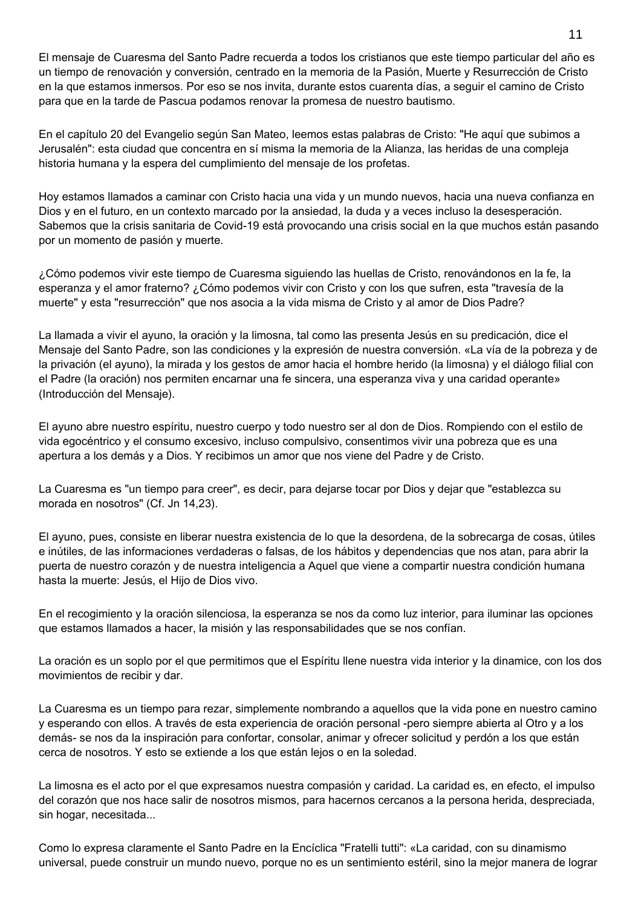El mensaje de Cuaresma del Santo Padre recuerda a todos los cristianos que este tiempo particular del año es un tiempo de renovación y conversión, centrado en la memoria de la Pasión, Muerte y Resurrección de Cristo en la que estamos inmersos. Por eso se nos invita, durante estos cuarenta días, a seguir el camino de Cristo para que en la tarde de Pascua podamos renovar la promesa de nuestro bautismo.

En el capítulo 20 del Evangelio según San Mateo, leemos estas palabras de Cristo: "He aquí que subimos a Jerusalén": esta ciudad que concentra en sí misma la memoria de la Alianza, las heridas de una compleja historia humana y la espera del cumplimiento del mensaje de los profetas.

Hoy estamos llamados a caminar con Cristo hacia una vida y un mundo nuevos, hacia una nueva confianza en Dios y en el futuro, en un contexto marcado por la ansiedad, la duda y a veces incluso la desesperación. Sabemos que la crisis sanitaria de Covid-19 está provocando una crisis social en la que muchos están pasando por un momento de pasión y muerte.

¿Cómo podemos vivir este tiempo de Cuaresma siguiendo las huellas de Cristo, renovándonos en la fe, la esperanza y el amor fraterno? ¿Cómo podemos vivir con Cristo y con los que sufren, esta "travesía de la muerte" y esta "resurrección" que nos asocia a la vida misma de Cristo y al amor de Dios Padre?

La llamada a vivir el ayuno, la oración y la limosna, tal como las presenta Jesús en su predicación, dice el Mensaje del Santo Padre, son las condiciones y la expresión de nuestra conversión. «La vía de la pobreza y de la privación (el ayuno), la mirada y los gestos de amor hacia el hombre herido (la limosna) y el diálogo filial con el Padre (la oración) nos permiten encarnar una fe sincera, una esperanza viva y una caridad operante» (Introducción del Mensaje).

El ayuno abre nuestro espíritu, nuestro cuerpo y todo nuestro ser al don de Dios. Rompiendo con el estilo de vida egocéntrico y el consumo excesivo, incluso compulsivo, consentimos vivir una pobreza que es una apertura a los demás y a Dios. Y recibimos un amor que nos viene del Padre y de Cristo.

La Cuaresma es "un tiempo para creer", es decir, para dejarse tocar por Dios y dejar que "establezca su morada en nosotros" (Cf. Jn 14,23).

El ayuno, pues, consiste en liberar nuestra existencia de lo que la desordena, de la sobrecarga de cosas, útiles e inútiles, de las informaciones verdaderas o falsas, de los hábitos y dependencias que nos atan, para abrir la puerta de nuestro corazón y de nuestra inteligencia a Aquel que viene a compartir nuestra condición humana hasta la muerte: Jesús, el Hijo de Dios vivo.

En el recogimiento y la oración silenciosa, la esperanza se nos da como luz interior, para iluminar las opciones que estamos llamados a hacer, la misión y las responsabilidades que se nos confían.

La oración es un soplo por el que permitimos que el Espíritu llene nuestra vida interior y la dinamice, con los dos movimientos de recibir y dar.

La Cuaresma es un tiempo para rezar, simplemente nombrando a aquellos que la vida pone en nuestro camino y esperando con ellos. A través de esta experiencia de oración personal -pero siempre abierta al Otro y a los demás- se nos da la inspiración para confortar, consolar, animar y ofrecer solicitud y perdón a los que están cerca de nosotros. Y esto se extiende a los que están lejos o en la soledad.

La limosna es el acto por el que expresamos nuestra compasión y caridad. La caridad es, en efecto, el impulso del corazón que nos hace salir de nosotros mismos, para hacernos cercanos a la persona herida, despreciada, sin hogar, necesitada...

Como lo expresa claramente el Santo Padre en la Encíclica "Fratelli tutti": «La caridad, con su dinamismo universal, puede construir un mundo nuevo, porque no es un sentimiento estéril, sino la mejor manera de lograr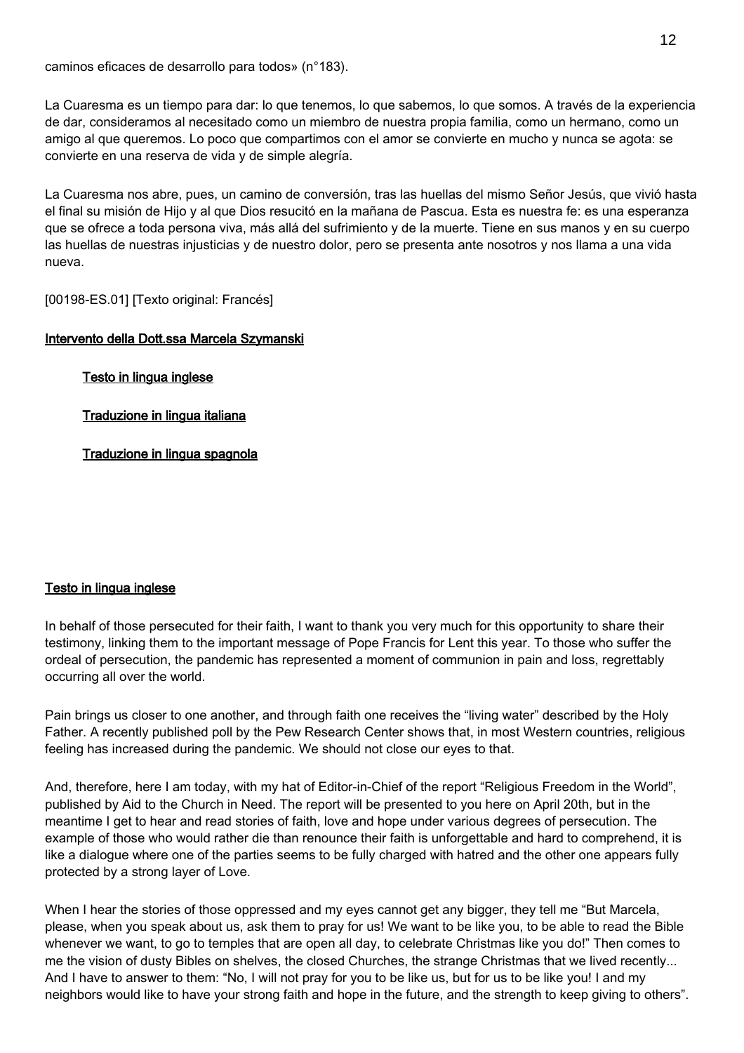caminos eficaces de desarrollo para todos» (n°183).

La Cuaresma es un tiempo para dar: lo que tenemos, lo que sabemos, lo que somos. A través de la experiencia de dar, consideramos al necesitado como un miembro de nuestra propia familia, como un hermano, como un amigo al que queremos. Lo poco que compartimos con el amor se convierte en mucho y nunca se agota: se convierte en una reserva de vida y de simple alegría.

La Cuaresma nos abre, pues, un camino de conversión, tras las huellas del mismo Señor Jesús, que vivió hasta el final su misión de Hijo y al que Dios resucitó en la mañana de Pascua. Esta es nuestra fe: es una esperanza que se ofrece a toda persona viva, más allá del sufrimiento y de la muerte. Tiene en sus manos y en su cuerpo las huellas de nuestras injusticias y de nuestro dolor, pero se presenta ante nosotros y nos llama a una vida nueva.

[00198-ES.01] [Texto original: Francés]

## Intervento della Dott.ssa Marcela Szymanski

- Testo in lingua inglese
- Traduzione in lingua italiana
- Traduzione in lingua spagnola

### Testo in lingua inglese

In behalf of those persecuted for their faith, I want to thank you very much for this opportunity to share their testimony, linking them to the important message of Pope Francis for Lent this year. To those who suffer the ordeal of persecution, the pandemic has represented a moment of communion in pain and loss, regrettably occurring all over the world.

Pain brings us closer to one another, and through faith one receives the "living water" described by the Holy Father. A recently published poll by the Pew Research Center shows that, in most Western countries, religious feeling has increased during the pandemic. We should not close our eyes to that.

And, therefore, here I am today, with my hat of Editor-in-Chief of the report "Religious Freedom in the World", published by Aid to the Church in Need. The report will be presented to you here on April 20th, but in the meantime I get to hear and read stories of faith, love and hope under various degrees of persecution. The example of those who would rather die than renounce their faith is unforgettable and hard to comprehend, it is like a dialogue where one of the parties seems to be fully charged with hatred and the other one appears fully protected by a strong layer of Love.

When I hear the stories of those oppressed and my eyes cannot get any bigger, they tell me "But Marcela, please, when you speak about us, ask them to pray for us! We want to be like you, to be able to read the Bible whenever we want, to go to temples that are open all day, to celebrate Christmas like you do!" Then comes to me the vision of dusty Bibles on shelves, the closed Churches, the strange Christmas that we lived recently... And I have to answer to them: "No, I will not pray for you to be like us, but for us to be like you! I and my neighbors would like to have your strong faith and hope in the future, and the strength to keep giving to others".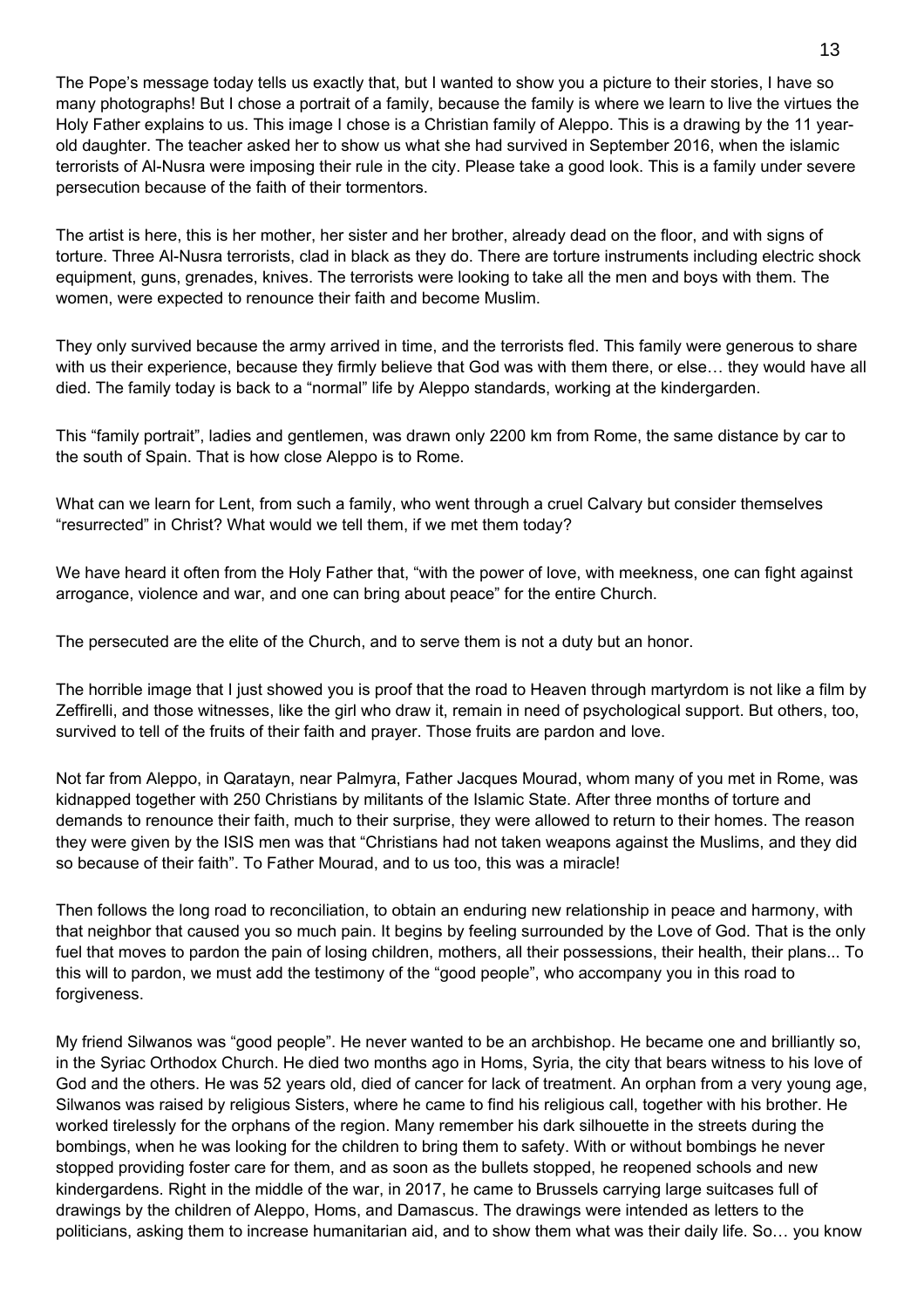The Pope's message today tells us exactly that, but I wanted to show you a picture to their stories, I have so many photographs! But I chose a portrait of a family, because the family is where we learn to live the virtues the Holy Father explains to us. This image I chose is a Christian family of Aleppo. This is a drawing by the 11 year-old daughter. The teacher asked her to show us what she had survived in September 2016, when the islamic terrorists of Al-Nusra were imposing their rule in the city. Please take a good look. This is a family under severe persecution because of the faith of their tormentors.

The artist is here, this is her mother, her sister and her brother, already dead on the floor, and with signs of torture. Three Al-Nusra terrorists, clad in black as they do. There are torture instruments including electric shock equipment, guns, grenades, knives. The terrorists were looking to take all the men and boys with them. The women, were expected to renounce their faith and become Muslim.

They only survived because the army arrived in time, and the terrorists fled. This family were generous to share with us their experience, because they firmly believe that God was with them there, or else… they would have all died. The family today is back to a "normal" life by Aleppo standards, working at the kindergarden.

This "family portrait", ladies and gentlemen, was drawn only 2200 km from Rome, the same distance by car to the south of Spain. That is how close Aleppo is to Rome.

What can we learn for Lent, from such a family, who went through a cruel Calvary but consider themselves "resurrected" in Christ? What would we tell them, if we met them today?

We have heard it often from the Holy Father that, "with the power of love, with meekness, one can fight against arrogance, violence and war, and one can bring about peace" for the entire Church.

The persecuted are the elite of the Church, and to serve them is not a duty but an honor.

The horrible image that I just showed you is proof that the road to Heaven through martyrdom is not like a film by Zeffirelli, and those witnesses, like the girl who draw it, remain in need of psychological support. But others, too, survived to tell of the fruits of their faith and prayer. Those fruits are pardon and love.

Not far from Aleppo, in Qaratayn, near Palmyra, Father Jacques Mourad, whom many of you met in Rome, was kidnapped together with 250 Christians by militants of the Islamic State. After three months of torture and demands to renounce their faith, much to their surprise, they were allowed to return to their homes. The reason they were given by the ISIS men was that "Christians had not taken weapons against the Muslims, and they did so because of their faith". To Father Mourad, and to us too, this was a miracle!

Then follows the long road to reconciliation, to obtain an enduring new relationship in peace and harmony, with that neighbor that caused you so much pain. It begins by feeling surrounded by the Love of God. That is the only fuel that moves to pardon the pain of losing children, mothers, all their possessions, their health, their plans... To this will to pardon, we must add the testimony of the "good people", who accompany you in this road to forgiveness.

My friend Silwanos was "good people". He never wanted to be an archbishop. He became one and brilliantly so, in the Syriac Orthodox Church. He died two months ago in Homs, Syria, the city that bears witness to his love of God and the others. He was 52 years old, died of cancer for lack of treatment. An orphan from a very young age, Silwanos was raised by religious Sisters, where he came to find his religious call, together with his brother. He worked tirelessly for the orphans of the region. Many remember his dark silhouette in the streets during the bombings, when he was looking for the children to bring them to safety. With or without bombings he never stopped providing foster care for them, and as soon as the bullets stopped, he reopened schools and new kindergardens. Right in the middle of the war, in 2017, he came to Brussels carrying large suitcases full of drawings by the children of Aleppo, Homs, and Damascus. The drawings were intended as letters to the politicians, asking them to increase humanitarian aid, and to show them what was their daily life. So… you know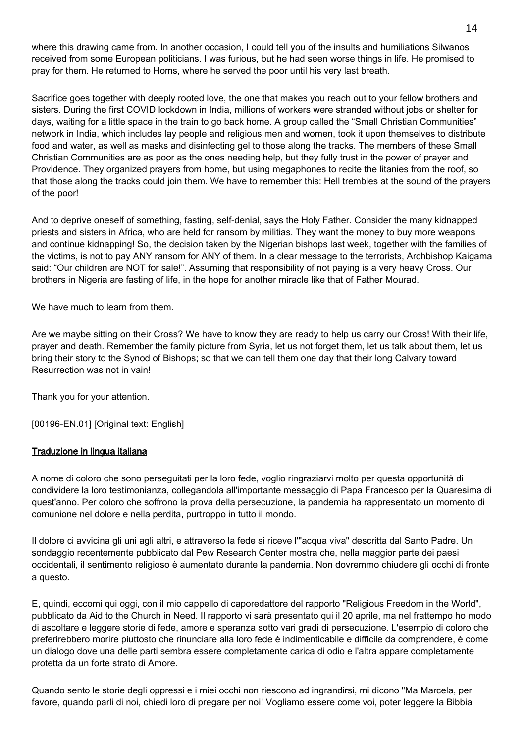where this drawing came from. In another occasion, I could tell you of the insults and humiliations Silwanos received from some European politicians. I was furious, but he had seen worse things in life. He promised to pray for them. He returned to Homs, where he served the poor until his very last breath.

Sacrifice goes together with deeply rooted love, the one that makes you reach out to your fellow brothers and sisters. During the first COVID lockdown in India, millions of workers were stranded without jobs or shelter for days, waiting for a little space in the train to go back home. A group called the "Small Christian Communities" network in India, which includes lay people and religious men and women, took it upon themselves to distribute food and water, as well as masks and disinfecting gel to those along the tracks. The members of these Small Christian Communities are as poor as the ones needing help, but they fully trust in the power of prayer and Providence. They organized prayers from home, but using megaphones to recite the litanies from the roof, so that those along the tracks could join them. We have to remember this: Hell trembles at the sound of the prayers of the poor!

And to deprive oneself of something, fasting, self-denial, says the Holy Father. Consider the many kidnapped priests and sisters in Africa, who are held for ransom by militias. They want the money to buy more weapons and continue kidnapping! So, the decision taken by the Nigerian bishops last week, together with the families of the victims, is not to pay ANY ransom for ANY of them. In a clear message to the terrorists, Archbishop Kaigama said: "Our children are NOT for sale!". Assuming that responsibility of not paying is a very heavy Cross. Our brothers in Nigeria are fasting of life, in the hope for another miracle like that of Father Mourad.

We have much to learn from them.

Are we maybe sitting on their Cross? We have to know they are ready to help us carry our Cross! With their life, prayer and death. Remember the family picture from Syria, let us not forget them, let us talk about them, let us bring their story to the Synod of Bishops; so that we can tell them one day that their long Calvary toward Resurrection was not in vain!

Thank you for your attention.

[00196-EN.01] [Original text: English]

<u>Traduzione in lingua italiana</u>

A nome di coloro che sono perseguitati per la loro fede, voglio ringraziarvi molto per questa opportunità di condividere la loro testimonianza, collegandola all'importante messaggio di Papa Francesco per la Quaresima di quest'anno. Per coloro che soffrono la prova della persecuzione, la pandemia ha rappresentato un momento di comunione nel dolore e nella perdita, purtroppo in tutto il mondo.

Il dolore ci avvicina gli uni agli altri, e attraverso la fede si riceve l'"acqua viva" descritta dal Santo Padre. Un sondaggio recentemente pubblicato dal Pew Research Center mostra che, nella maggior parte dei paesi occidentali, il sentimento religioso è aumentato durante la pandemia. Non dovremmo chiudere gli occhi di fronte a questo.

E, quindi, eccomi qui oggi, con il mio cappello di caporedattore del rapporto "Religious Freedom in the World", pubblicato da Aid to the Church in Need. Il rapporto vi sarà presentato qui il 20 aprile, ma nel frattempo ho modo di ascoltare e leggere storie di fede, amore e speranza sotto vari gradi di persecuzione. L'esempio di coloro che preferirebbero morire piuttosto che rinunciare alla loro fede è indimenticabile e difficile da comprendere, è come un dialogo dove una delle parti sembra essere completamente carica di odio e l'altra appare completamente protetta da un forte strato di Amore.

Quando sento le storie degli oppressi e i miei occhi non riescono ad ingrandirsi, mi dicono "Ma Marcela, per favore, quando parli di noi, chiedi loro di pregare per noi! Vogliamo essere come voi, poter leggere la Bibbia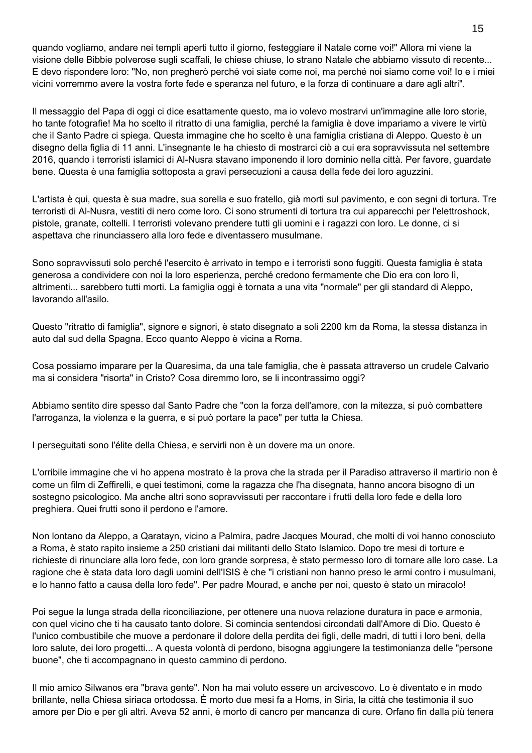quando vogliamo, andare nei templi aperti tutto il giorno, festeggiare il Natale come voi!" Allora mi viene la visione delle Bibbie polverose sugli scaffali, le chiese chiuse, lo strano Natale che abbiamo vissuto di recente... E devo rispondere loro: "No, non pregherò perché voi siate come noi, ma perché noi siamo come voi! Io e i miei vicini vorremmo avere la vostra forte fede e speranza nel futuro, e la forza di continuare a dare agli altri".

Il messaggio del Papa di oggi ci dice esattamente questo, ma io volevo mostrarvi un'immagine alle loro storie, ho tante fotografie! Ma ho scelto il ritratto di una famiglia, perché la famiglia è dove impariamo a vivere le virtù che il Santo Padre ci spiega. Questa immagine che ho scelto è una famiglia cristiana di Aleppo. Questo è un disegno della figlia di 11 anni. L'insegnante le ha chiesto di mostrarci ciò a cui era sopravvissuta nel settembre 2016, quando i terroristi islamici di Al-Nusra stavano imponendo il loro dominio nella città. Per favore, guardate bene. Questa è una famiglia sottoposta a gravi persecuzioni a causa della fede dei loro aguzzini.

L'artista è qui, questa è sua madre, sua sorella e suo fratello, già morti sul pavimento, e con segni di tortura. Tre terroristi di Al-Nusra, vestiti di nero come loro. Ci sono strumenti di tortura tra cui apparecchi per l'elettroshock, pistole, granate, coltelli. I terroristi volevano prendere tutti gli uomini e i ragazzi con loro. Le donne, ci si aspettava che rinunciassero alla loro fede e diventassero musulmane.

Sono sopravvissuti solo perché l'esercito è arrivato in tempo e i terroristi sono fuggiti. Questa famiglia è stata generosa a condividere con noi la loro esperienza, perché credono fermamente che Dio era con loro lì, altrimenti... sarebbero tutti morti. La famiglia oggi è tornata a una vita "normale" per gli standard di Aleppo, lavorando all'asilo.

Questo "ritratto di famiglia", signore e signori, è stato disegnato a soli 2200 km da Roma, la stessa distanza in auto dal sud della Spagna. Ecco quanto Aleppo è vicina a Roma.

Cosa possiamo imparare per la Quaresima, da una tale famiglia, che è passata attraverso un crudele Calvario ma si considera "risorta" in Cristo? Cosa diremmo loro, se li incontrassimo oggi?

Abbiamo sentito dire spesso dal Santo Padre che "con la forza dell'amore, con la mitezza, si può combattere l'arroganza, la violenza e la guerra, e si può portare la pace" per tutta la Chiesa.

I perseguitati sono l'élite della Chiesa, e servirli non è un dovere ma un onore.

L'orribile immagine che vi ho appena mostrato è la prova che la strada per il Paradiso attraverso il martirio non è come un film di Zeffirelli, e quei testimoni, come la ragazza che l'ha disegnata, hanno ancora bisogno di un sostegno psicologico. Ma anche altri sono sopravvissuti per raccontare i frutti della loro fede e della loro preghiera. Quei frutti sono il perdono e l'amore.

Non lontano da Aleppo, a Qaratayn, vicino a Palmira, padre Jacques Mourad, che molti di voi hanno conosciuto a Roma, è stato rapito insieme a 250 cristiani dai militanti dello Stato Islamico. Dopo tre mesi di torture e richieste di rinunciare alla loro fede, con loro grande sorpresa, è stato permesso loro di tornare alle loro case. La ragione che è stata data loro dagli uomini dell'ISIS è che "i cristiani non hanno preso le armi contro i musulmani, e lo hanno fatto a causa della loro fede". Per padre Mourad, e anche per noi, questo è stato un miracolo!

Poi segue la lunga strada della riconciliazione, per ottenere una nuova relazione duratura in pace e armonia, con quel vicino che ti ha causato tanto dolore. Si comincia sentendosi circondati dall'Amore di Dio. Questo è l'unico combustibile che muove a perdonare il dolore della perdita dei figli, delle madri, di tutti i loro beni, della loro salute, dei loro progetti... A questa volontà di perdono, bisogna aggiungere la testimonianza delle "persone buone", che ti accompagnano in questo cammino di perdono.

Il mio amico Silwanos era "brava gente". Non ha mai voluto essere un arcivescovo. Lo è diventato e in modo brillante, nella Chiesa siriaca ortodossa. È morto due mesi fa a Homs, in Siria, la città che testimonia il suo amore per Dio e per gli altri. Aveva 52 anni, è morto di cancro per mancanza di cure. Orfano fin dalla più tenera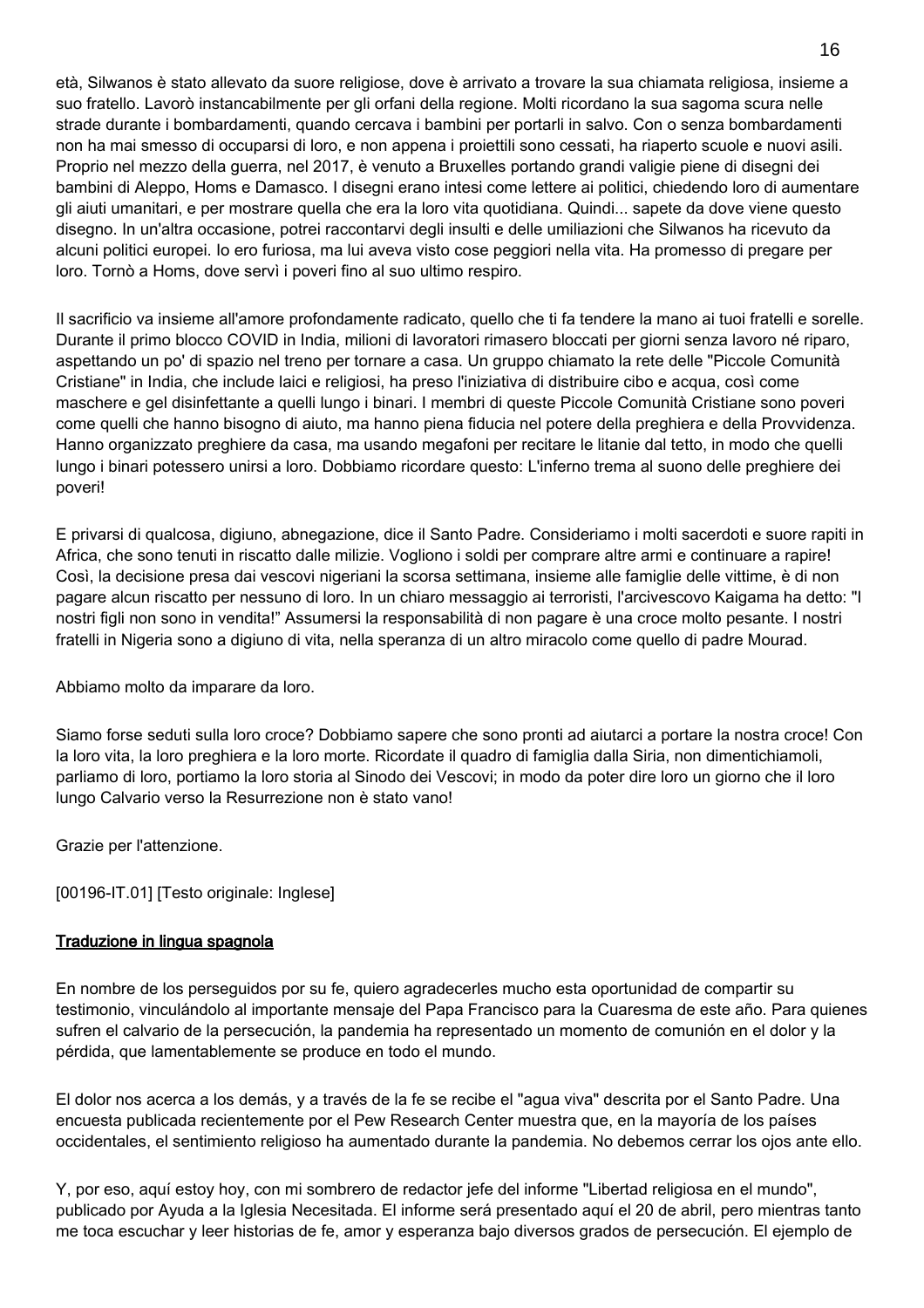età, Silwanos è stato allevato da suore religiose, dove è arrivato a trovare la sua chiamata religiosa, insieme a suo fratello. Lavorò instancabilmente per gli orfani della regione. Molti ricordano la sua sagoma scura nelle strade durante i bombardamenti, quando cercava i bambini per portarli in salvo. Con o senza bombardamenti non ha mai smesso di occuparsi di loro, e non appena i proiettili sono cessati, ha riaperto scuole e nuovi asili. Proprio nel mezzo della guerra, nel 2017, è venuto a Bruxelles portando grandi valigie piene di disegni dei bambini di Aleppo, Homs e Damasco. I disegni erano intesi come lettere ai politici, chiedendo loro di aumentare gli aiuti umanitari, e per mostrare quella che era la loro vita quotidiana. Quindi... sapete da dove viene questo disegno. In un'altra occasione, potrei raccontarvi degli insulti e delle umiliazioni che Silwanos ha ricevuto da alcuni politici europei. Io ero furiosa, ma lui aveva visto cose peggiori nella vita. Ha promesso di pregare per loro. Tornò a Homs, dove servì i poveri fino al suo ultimo respiro.

Il sacrificio va insieme all'amore profondamente radicato, quello che ti fa tendere la mano ai tuoi fratelli e sorelle. Durante il primo blocco COVID in India, milioni di lavoratori rimasero bloccati per giorni senza lavoro né riparo, aspettando un po' di spazio nel treno per tornare a casa. Un gruppo chiamato la rete delle "Piccole Comunità Cristiane" in India, che include laici e religiosi, ha preso l'iniziativa di distribuire cibo e acqua, così come maschere e gel disinfettante a quelli lungo i binari. I membri di queste Piccole Comunità Cristiane sono poveri come quelli che hanno bisogno di aiuto, ma hanno piena fiducia nel potere della preghiera e della Provvidenza. Hanno organizzato preghiere da casa, ma usando megafoni per recitare le litanie dal tetto, in modo che quelli lungo i binari potessero unirsi a loro. Dobbiamo ricordare questo: L'inferno trema al suono delle preghiere dei poveri!

E privarsi di qualcosa, digiuno, abnegazione, dice il Santo Padre. Consideriamo i molti sacerdoti e suore rapiti in Africa, che sono tenuti in riscatto dalle milizie. Vogliono i soldi per comprare altre armi e continuare a rapire! Così, la decisione presa dai vescovi nigeriani la scorsa settimana, insieme alle famiglie delle vittime, è di non pagare alcun riscatto per nessuno di loro. In un chiaro messaggio ai terroristi, l'arcivescovo Kaigama ha detto: "I nostri figli non sono in vendita!" Assumersi la responsabilità di non pagare è una croce molto pesante. I nostri fratelli in Nigeria sono a digiuno di vita, nella speranza di un altro miracolo come quello di padre Mourad.

Abbiamo molto da imparare da loro.

Siamo forse seduti sulla loro croce? Dobbiamo sapere che sono pronti ad aiutarci a portare la nostra croce! Con la loro vita, la loro preghiera e la loro morte. Ricordate il quadro di famiglia dalla Siria, non dimentichiamoli, parliamo di loro, portiamo la loro storia al Sinodo dei Vescovi; in modo da poter dire loro un giorno che il loro lungo Calvario verso la Resurrezione non è stato vano!

Grazie per l'attenzione.

[00196-IT.01] [Testo originale: Inglese]

**Traduzione in lingua spagnola**

En nombre de los perseguidos por su fe, quiero agradecerles mucho esta oportunidad de compartir su testimonio, vinculándolo al importante mensaje del Papa Francisco para la Cuaresma de este año. Para quienes sufren el calvario de la persecución, la pandemia ha representado un momento de comunión en el dolor y la pérdida, que lamentablemente se produce en todo el mundo.

El dolor nos acerca a los demás, y a través de la fe se recibe el "agua viva" descrita por el Santo Padre. Una encuesta publicada recientemente por el Pew Research Center muestra que, en la mayoría de los países occidentales, el sentimiento religioso ha aumentado durante la pandemia. No debemos cerrar los ojos ante ello.

Y, por eso, aquí estoy hoy, con mi sombrero de redactor jefe del informe "Libertad religiosa en el mundo", publicado por Ayuda a la Iglesia Necesitada. El informe será presentado aquí el 20 de abril, pero mientras tanto me toca escuchar y leer historias de fe, amor y esperanza bajo diversos grados de persecución. El ejemplo de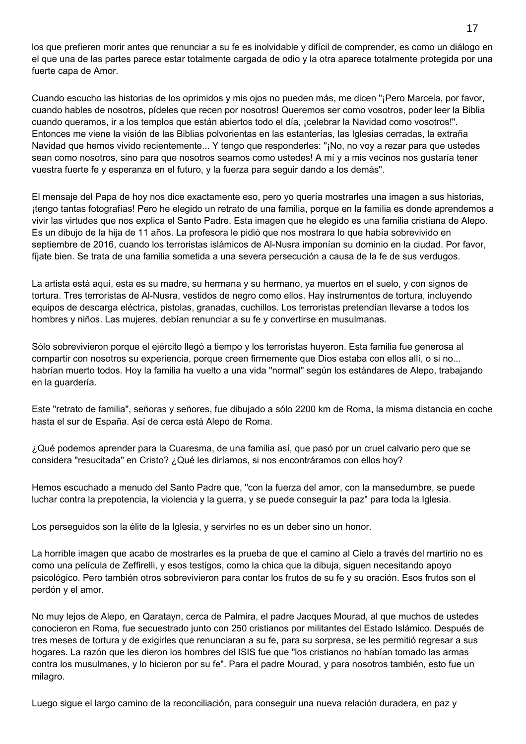los que prefieren morir antes que renunciar a su fe es inolvidable y difícil de comprender, es como un diálogo en el que una de las partes parece estar totalmente cargada de odio y la otra aparece totalmente protegida por una fuerte capa de Amor.

Cuando escucho las historias de los oprimidos y mis ojos no pueden más, me dicen "¡Pero Marcela, por favor, cuando hables de nosotros, pídeles que recen por nosotros! Queremos ser como vosotros, poder leer la Biblia cuando queramos, ir a los templos que están abiertos todo el día, ¡celebrar la Navidad como vosotros!". Entonces me viene la visión de las Biblias polvorientas en las estanterías, las Iglesias cerradas, la extraña Navidad que hemos vivido recientemente... Y tengo que responderles: "¡No, no voy a rezar para que ustedes sean como nosotros, sino para que nosotros seamos como ustedes! A mí y a mis vecinos nos gustaría tener vuestra fuerte fe y esperanza en el futuro, y la fuerza para seguir dando a los demás".

El mensaje del Papa de hoy nos dice exactamente eso, pero yo quería mostrarles una imagen a sus historias, ¡tengo tantas fotografías! Pero he elegido un retrato de una familia, porque en la familia es donde aprendemos a vivir las virtudes que nos explica el Santo Padre. Esta imagen que he elegido es una familia cristiana de Alepo. Es un dibujo de la hija de 11 años. La profesora le pidió que nos mostrara lo que había sobrevivido en septiembre de 2016, cuando los terroristas islámicos de Al-Nusra imponían su dominio en la ciudad. Por favor, fíjate bien. Se trata de una familia sometida a una severa persecución a causa de la fe de sus verdugos.

La artista está aquí, esta es su madre, su hermana y su hermano, ya muertos en el suelo, y con signos de tortura. Tres terroristas de Al-Nusra, vestidos de negro como ellos. Hay instrumentos de tortura, incluyendo equipos de descarga eléctrica, pistolas, granadas, cuchillos. Los terroristas pretendían llevarse a todos los hombres y niños. Las mujeres, debían renunciar a su fe y convertirse en musulmanas.

Sólo sobrevivieron porque el ejército llegó a tiempo y los terroristas huyeron. Esta familia fue generosa al compartir con nosotros su experiencia, porque creen firmemente que Dios estaba con ellos allí, o si no... habrían muerto todos. Hoy la familia ha vuelto a una vida "normal" según los estándares de Alepo, trabajando en la guardería.

Este "retrato de familia", señoras y señores, fue dibujado a sólo 2200 km de Roma, la misma distancia en coche hasta el sur de España. Así de cerca está Alepo de Roma.

¿Qué podemos aprender para la Cuaresma, de una familia así, que pasó por un cruel calvario pero que se considera "resucitada" en Cristo? ¿Qué les diríamos, si nos encontráramos con ellos hoy?

Hemos escuchado a menudo del Santo Padre que, "con la fuerza del amor, con la mansedumbre, se puede luchar contra la prepotencia, la violencia y la guerra, y se puede conseguir la paz" para toda la Iglesia.

Los perseguidos son la élite de la Iglesia, y servirles no es un deber sino un honor.

La horrible imagen que acabo de mostrarles es la prueba de que el camino al Cielo a través del martirio no es como una película de Zeffirelli, y esos testigos, como la chica que la dibuja, siguen necesitando apoyo psicológico. Pero también otros sobrevivieron para contar los frutos de su fe y su oración. Esos frutos son el perdón y el amor.

No muy lejos de Alepo, en Qaratayn, cerca de Palmira, el padre Jacques Mourad, al que muchos de ustedes conocieron en Roma, fue secuestrado junto con 250 cristianos por militantes del Estado Islámico. Después de tres meses de tortura y de exigirles que renunciaran a su fe, para su sorpresa, se les permitió regresar a sus hogares. La razón que les dieron los hombres del ISIS fue que "los cristianos no habían tomado las armas contra los musulmanes, y lo hicieron por su fe". Para el padre Mourad, y para nosotros también, esto fue un milagro.

Luego sigue el largo camino de la reconciliación, para conseguir una nueva relación duradera, en paz y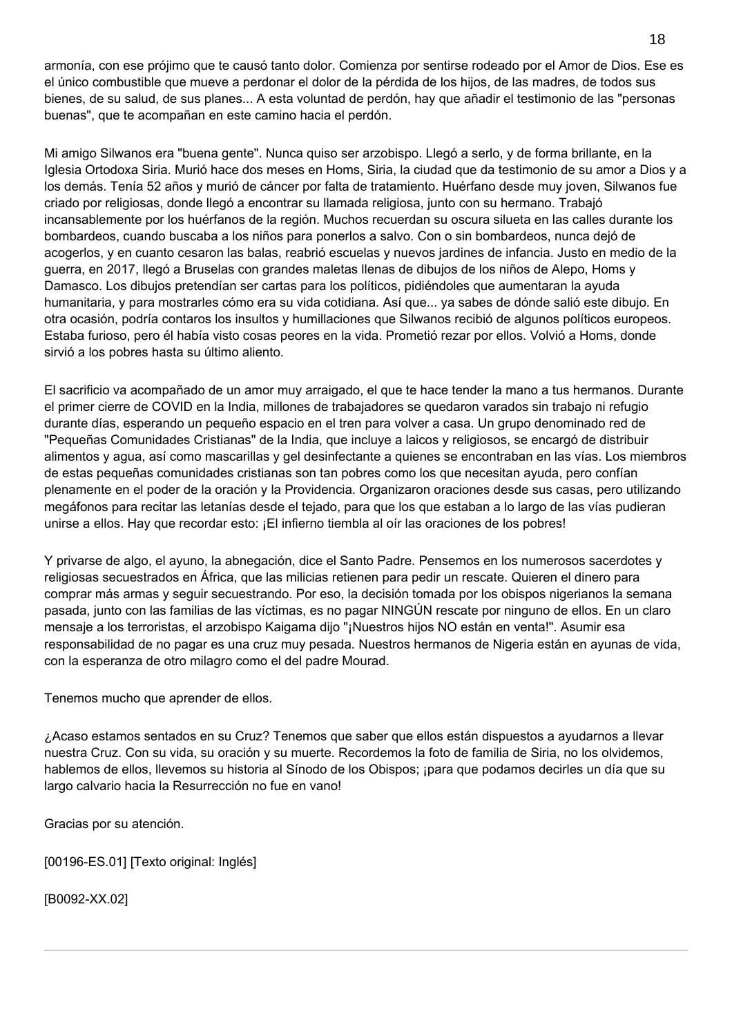armonía, con ese prójimo que te causó tanto dolor. Comienza por sentirse rodeado por el Amor de Dios. Ese es el único combustible que mueve a perdonar el dolor de la pérdida de los hijos, de las madres, de todos sus bienes, de su salud, de sus planes... A esta voluntad de perdón, hay que añadir el testimonio de las "personas buenas", que te acompañan en este camino hacia el perdón.

Mi amigo Silwanos era "buena gente". Nunca quiso ser arzobispo. Llegó a serlo, y de forma brillante, en la Iglesia Ortodoxa Siria. Murió hace dos meses en Homs, Siria, la ciudad que da testimonio de su amor a Dios y a los demás. Tenía 52 años y murió de cáncer por falta de tratamiento. Huérfano desde muy joven, Silwanos fue criado por religiosas, donde llegó a encontrar su llamada religiosa, junto con su hermano. Trabajó incansablemente por los huérfanos de la región. Muchos recuerdan su oscura silueta en las calles durante los bombardeos, cuando buscaba a los niños para ponerlos a salvo. Con o sin bombardeos, nunca dejó de acogerlos, y en cuanto cesaron las balas, reabrió escuelas y nuevos jardines de infancia. Justo en medio de la guerra, en 2017, llegó a Bruselas con grandes maletas llenas de dibujos de los niños de Alepo, Homs y Damasco. Los dibujos pretendían ser cartas para los políticos, pidiéndoles que aumentaran la ayuda humanitaria, y para mostrarles cómo era su vida cotidiana. Así que... ya sabes de dónde salió este dibujo. En otra ocasión, podría contaros los insultos y humillaciones que Silwanos recibió de algunos políticos europeos. Estaba furioso, pero él había visto cosas peores en la vida. Prometió rezar por ellos. Volvió a Homs, donde sirvió a los pobres hasta su último aliento.

El sacrificio va acompañado de un amor muy arraigado, el que te hace tender la mano a tus hermanos. Durante el primer cierre de COVID en la India, millones de trabajadores se quedaron varados sin trabajo ni refugio durante días, esperando un pequeño espacio en el tren para volver a casa. Un grupo denominado red de "Pequeñas Comunidades Cristianas" de la India, que incluye a laicos y religiosos, se encargó de distribuir alimentos y agua, así como mascarillas y gel desinfectante a quienes se encontraban en las vías. Los miembros de estas pequeñas comunidades cristianas son tan pobres como los que necesitan ayuda, pero confían plenamente en el poder de la oración y la Providencia. Organizaron oraciones desde sus casas, pero utilizando megáfonos para recitar las letanías desde el tejado, para que los que estaban a lo largo de las vías pudieran unirse a ellos. Hay que recordar esto: ¡El infierno tiembla al oír las oraciones de los pobres!

Y privarse de algo, el ayuno, la abnegación, dice el Santo Padre. Pensemos en los numerosos sacerdotes y religiosas secuestrados en África, que las milicias retienen para pedir un rescate. Quieren el dinero para comprar más armas y seguir secuestrando. Por eso, la decisión tomada por los obispos nigerianos la semana pasada, junto con las familias de las víctimas, es no pagar NINGÚN rescate por ninguno de ellos. En un claro mensaje a los terroristas, el arzobispo Kaigama dijo "¡Nuestros hijos NO están en venta!". Asumir esa responsabilidad de no pagar es una cruz muy pesada. Nuestros hermanos de Nigeria están en ayunas de vida, con la esperanza de otro milagro como el del padre Mourad.

Tenemos mucho que aprender de ellos.

¿Acaso estamos sentados en su Cruz? Tenemos que saber que ellos están dispuestos a ayudarnos a llevar nuestra Cruz. Con su vida, su oración y su muerte. Recordemos la foto de familia de Siria, no los olvidemos, hablemos de ellos, llevemos su historia al Sínodo de los Obispos; ¡para que podamos decirles un día que su largo calvario hacia la Resurrección no fue en vano!

Gracias por su atención.

[00196-ES.01] [Texto original: Inglés]

[B0092-XX.02]